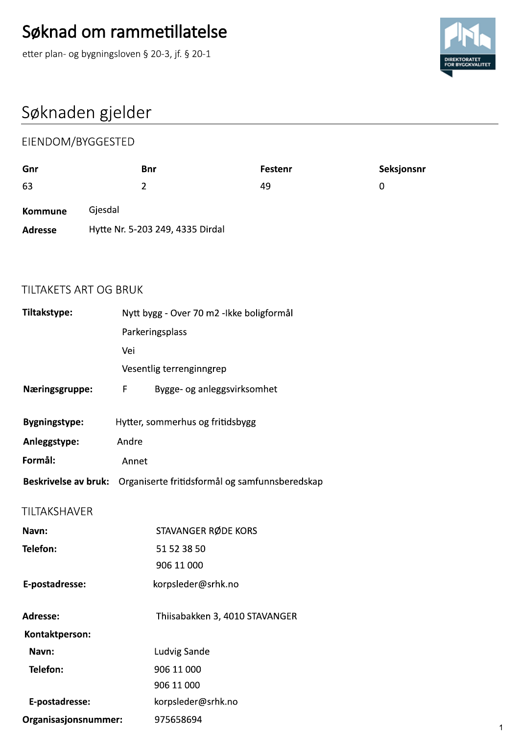# Søknad om rammetillatelse

etter plan- og bygningsloven § 20-3, jf. § 20-1

## Søknaden gjelder

### EIENDOM/BYGGESTED

| Gnr | Bnr | Festenr | Seksjonsnr |
|---|---|---|---|
| 63 | 2 | 49 | 0 |

**Kommune** Gjesdal

**Adresse** Hytte Nr. 5-203 249, 4335 Dirdal

### TILTAKETS ART OG BRUK

**Tiltakstype:** Nytt bygg - Over 70 m2 -Ikke boligformål
Parkeringsplass
Vei
Vesentlig terrenginngrep

**Næringsgruppe:** F Bygge- og anleggsvirksomhet

**Bygningstype:** Hytter, sommerhus og fritidsbygg

**Anleggstype:** Andre

**Formål:** Annet

**Beskrivelse av bruk:** Organiserte fritidsformål og samfunnsberedskap

### TILTAKSHAVER

**Navn:** STAVANGER RØDE KORS

**Telefon:** 51 52 38 50
906 11 000

**E-postadresse:** korpsleder@srhk.no

**Adresse:** Thiisabakken 3, 4010 STAVANGER

**Kontaktperson:**

**Navn:** Ludvig Sande

**Telefon:** 906 11 000
906 11 000

**E-postadresse:** korpsleder@srhk.no

**Organisasjonsnummer:** 975658694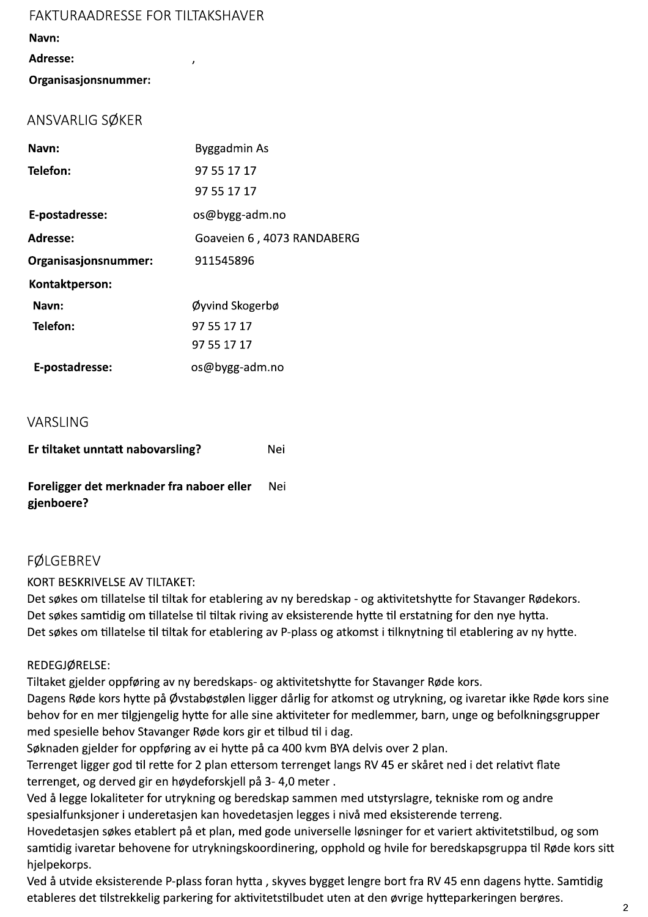## FAKTURAADRESSE FOR TILTAKSHAVER

| | |
|---|---|
| **Navn:** | |
| **Adresse:** | , |
| **Organisasjonsnummer:** | |

## ANSVARLIG SØKER

| | |
|---|---|
| **Navn:** | Byggadmin As |
| **Telefon:** | 97 55 17 17 |
| | 97 55 17 17 |
| **E-postadresse:** | os@bygg-adm.no |
| **Adresse:** | Goaveien 6 , 4073 RANDABERG |
| **Organisasjonsnummer:** | 911545896 |
| **Kontaktperson:** | |
| **Navn:** | Øyvind Skogerbø |
| **Telefon:** | 97 55 17 17 |
| | 97 55 17 17 |
| **E-postadresse:** | os@bygg-adm.no |

## VARSLING

| | |
|---|---|
| **Er tiltaket unntatt nabovarsling?** | Nei |
| **Foreligger det merknader fra naboer eller gjenboere?** | Nei |

## FØLGEBREV

KORT BESKRIVELSE AV TILTAKET:
Det søkes om tillatelse til tiltak for etablering av ny beredskap - og aktivitetshytte for Stavanger Rødekors.
Det søkes samtidig om tillatelse til tiltak riving av eksisterende hytte til erstatning for den nye hytta.
Det søkes om tillatelse til tiltak for etablering av P-plass og atkomst i tilknytning til etablering av ny hytte.

REDEGJØRELSE:
Tiltaket gjelder oppføring av ny beredskaps- og aktivitetshytte for Stavanger Røde kors.
Dagens Røde kors hytte på Øvstabøstølen ligger dårlig for atkomst og utrykning, og ivaretar ikke Røde kors sine behov for en mer tilgjengelig hytte for alle sine aktiviteter for medlemmer, barn, unge og befolkningsgrupper med spesielle behov Stavanger Røde kors gir et tilbud til i dag.
Søknaden gjelder for oppføring av ei hytte på ca 400 kvm BYA delvis over 2 plan.
Terrenget ligger god til rette for 2 plan ettersom terrenget langs RV 45 er skåret ned i det relativt flate terrenget, og derved gir en høydeforskjell på 3- 4,0 meter .
Ved å legge lokaliteter for utrykning og beredskap sammen med utstyrslagre, tekniske rom og andre spesialfunksjoner i underetasjen kan hovedetasjen legges i nivå med eksisterende terreng.
Hovedetasjen søkes etablert på et plan, med gode universelle løsninger for et variert aktivitetstilbud, og som samtidig ivaretar behovene for utrykningskoordinering, opphold og hvile for beredskapsgruppa til Røde kors sitt hjelpekorps.
Ved å utvide eksisterende P-plass foran hytta , skyves bygget lengre bort fra RV 45 enn dagens hytte. Samtidig etableres det tilstrekkelig parkering for aktivitetstilbudet uten at den øvrige hytteparkeringen berøres.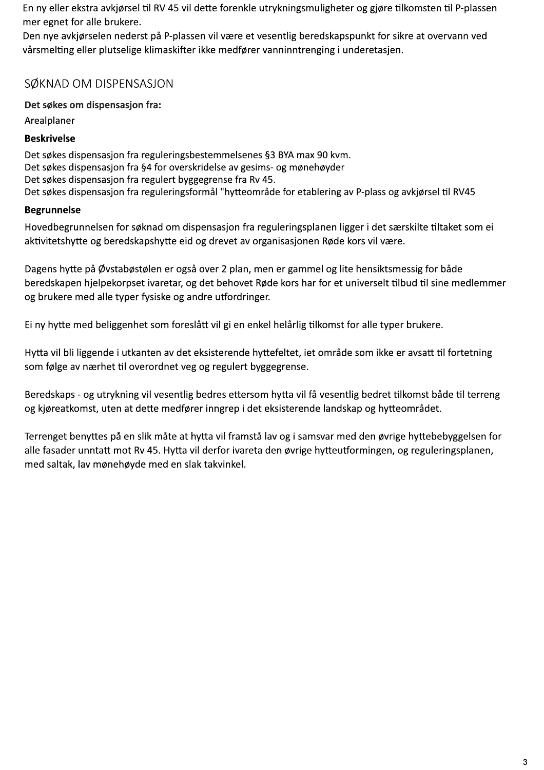En ny eller ekstra avkjørsel til RV 45 vil dette forenkle utrykningsmuligheter og gjøre tilkomsten til P-plassen mer egnet for alle brukere.
Den nye avkjørselen nederst på P-plassen vil være et vesentlig beredskapspunkt for sikre at overvann ved vårsmelting eller plutselige klimaskifter ikke medfører vanninntrenging i underetasjen.

## SØKNAD OM DISPENSASJON

**Det søkes om dispensasjon fra:**

Arealplaner

**Beskrivelse**

Det søkes dispensasjon fra reguleringsbestemmelsenes §3 BYA max 90 kvm.
Det søkes dispensasjon fra §4 for overskridelse av gesims- og mønehøyder
Det søkes dispensasjon fra regulert byggegrense fra Rv 45.
Det søkes dispensasjon fra reguleringsformål "hytteområde for etablering av P-plass og avkjørsel til RV45

**Begrunnelse**

Hovedbegrunnelsen for søknad om dispensasjon fra reguleringsplanen ligger i det særskilte tiltaket som ei aktivitetshytte og beredskapshytte eid og drevet av organisasjonen Røde kors vil være.

Dagens hytte på Øvstabøstølen er også over 2 plan, men er gammel og lite hensiktsmessig for både beredskapen hjelpekorpset ivaretar, og det behovet Røde kors har for et universelt tilbud til sine medlemmer og brukere med alle typer fysiske og andre utfordringer.

Ei ny hytte med beliggenhet som foreslått vil gi en enkel helårlig tilkomst for alle typer brukere.

Hytta vil bli liggende i utkanten av det eksisterende hyttefeltet, iet område som ikke er avsatt til fortetning som følge av nærhet til overordnet veg og regulert byggegrense.

Beredskaps - og utrykning vil vesentlig bedres ettersom hytta vil få vesentlig bedret tilkomst både til terreng og kjøreatkomst, uten at dette medfører inngrep i det eksisterende landskap og hytteområdet.

Terrenget benyttes på en slik måte at hytta vil framstå lav og i samsvar med den øvrige hyttebebyggelsen for alle fasader unntatt mot Rv 45. Hytta vil derfor ivareta den øvrige hytteutformingen, og reguleringsplanen, med saltak, lav mønehøyde med en slak takvinkel.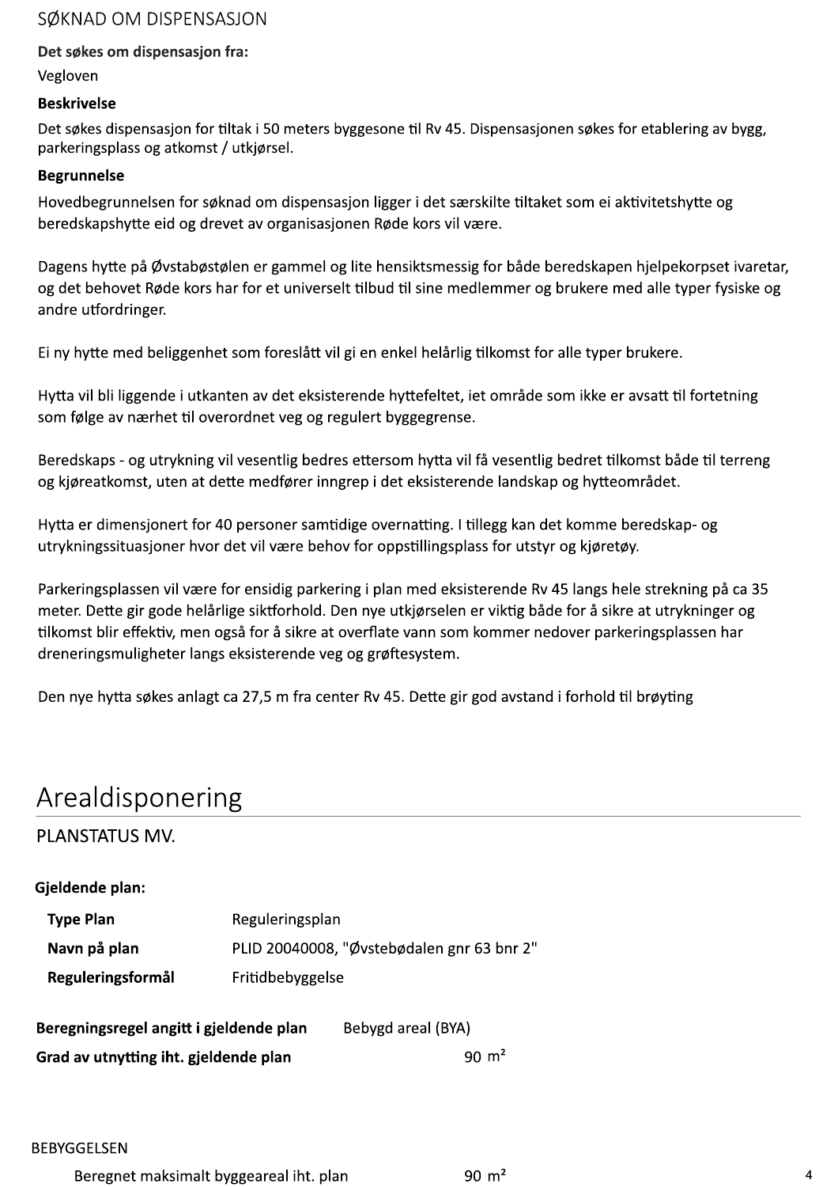## SØKNAD OM DISPENSASJON

**Det søkes om dispensasjon fra:**

Vegloven

**Beskrivelse**

Det søkes dispensasjon for tiltak i 50 meters byggesone til Rv 45. Dispensasjonen søkes for etablering av bygg, parkeringsplass og atkomst / utkjørsel.

**Begrunnelse**

Hovedbegrunnelsen for søknad om dispensasjon ligger i det særskilte tiltaket som ei aktivitetshytte og beredskapshytte eid og drevet av organisasjonen Røde kors vil være.

Dagens hytte på Øvstabøstølen er gammel og lite hensiktsmessig for både beredskapen hjelpekorpset ivaretar, og det behovet Røde kors har for et universelt tilbud til sine medlemmer og brukere med alle typer fysiske og andre utfordringer.

Ei ny hytte med beliggenhet som foreslått vil gi en enkel helårlig tilkomst for alle typer brukere.

Hytta vil bli liggende i utkanten av det eksisterende hyttefeltet, iet område som ikke er avsatt til fortetning som følge av nærhet til overordnet veg og regulert byggegrense.

Beredskaps - og utrykning vil vesentlig bedres ettersom hytta vil få vesentlig bedret tilkomst både til terreng og kjøreatkomst, uten at dette medfører inngrep i det eksisterende landskap og hytteområdet.

Hytta er dimensjonert for 40 personer samtidige overnatting. I tillegg kan det komme beredskap- og utrykningssituasjoner hvor det vil være behov for oppstillingsplass for utstyr og kjøretøy.

Parkeringsplassen vil være for ensidig parkering i plan med eksisterende Rv 45 langs hele strekning på ca 35 meter. Dette gir gode helårlige siktforhold. Den nye utkjørselen er viktig både for å sikre at utrykninger og tilkomst blir effektiv, men også for å sikre at overflate vann som kommer nedover parkeringsplassen har dreneringsmuligheter langs eksisterende veg og grøftesystem.

Den nye hytta søkes anlagt ca 27,5 m fra center Rv 45. Dette gir god avstand i forhold til brøyting

# Arealdisponering

## PLANSTATUS MV.

**Gjeldende plan:**

| | |
|---|---|
| **Type Plan** | Reguleringsplan |
| **Navn på plan** | PLID 20040008, "Øvstebødalen gnr 63 bnr 2" |
| **Reguleringsformål** | Fritidbebyggelse |

| | |
|---|---|
| **Beregningsregel angitt i gjeldende plan** | Bebygd areal (BYA) |
| **Grad av utnytting iht. gjeldende plan** | 90 m² |

BEBYGGELSEN

| | |
|---|---|
| Beregnet maksimalt byggeareal iht. plan | 90 m² |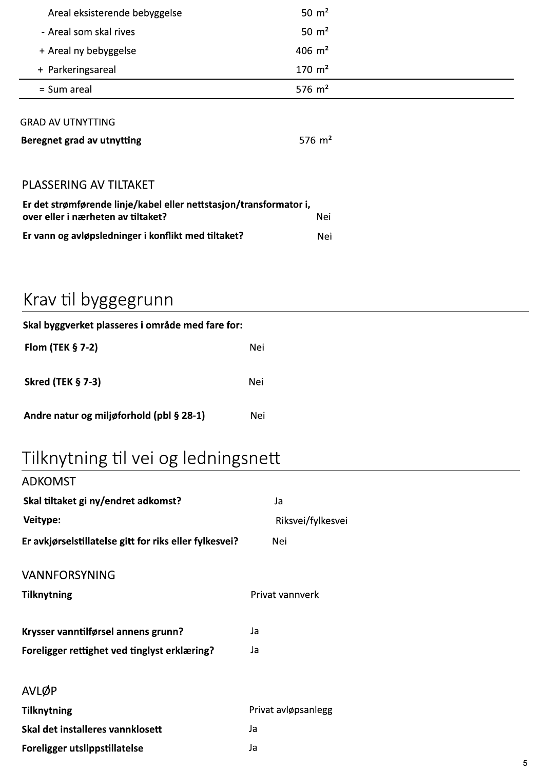| | |
|---|---|
| Areal eksisterende bebyggelse | 50 m² |
| - Areal som skal rives | 50 m² |
| + Areal ny bebyggelse | 406 m² |
| + Parkeringsareal | 170 m² |
| = Sum areal | 576 m² |

GRAD AV UTNYTTING

**Beregnet grad av utnytting** 576 m²

PLASSERING AV TILTAKET

| | |
|---|---|
| **Er det strømførende linje/kabel eller nettstasjon/transformator i, over eller i nærheten av tiltaket?** | Nei |
| **Er vann og avløpsledninger i konflikt med tiltaket?** | Nei |

# Krav til byggegrunn

**Skal byggverket plasseres i område med fare for:**

| | |
|---|---|
| **Flom (TEK § 7-2)** | Nei |
| **Skred (TEK § 7-3)** | Nei |
| **Andre natur og miljøforhold (pbl § 28-1)** | Nei |

# Tilknytning til vei og ledningsnett

ADKOMST

| | |
|---|---|
| **Skal tiltaket gi ny/endret adkomst?** | Ja |
| **Veitype:** | Riksvei/fylkesvei |
| **Er avkjørselstillatelse gitt for riks eller fylkesvei?** | Nei |

VANNFORSYNING

| | |
|---|---|
| **Tilknytning** | Privat vannverk |
| **Krysser vanntilførsel annens grunn?** | Ja |
| **Foreligger rettighet ved tinglyst erklæring?** | Ja |

AVLØP

| | |
|---|---|
| **Tilknytning** | Privat avløpsanlegg |
| **Skal det installeres vannklosett** | Ja |
| **Foreligger utslippstillatelse** | Ja |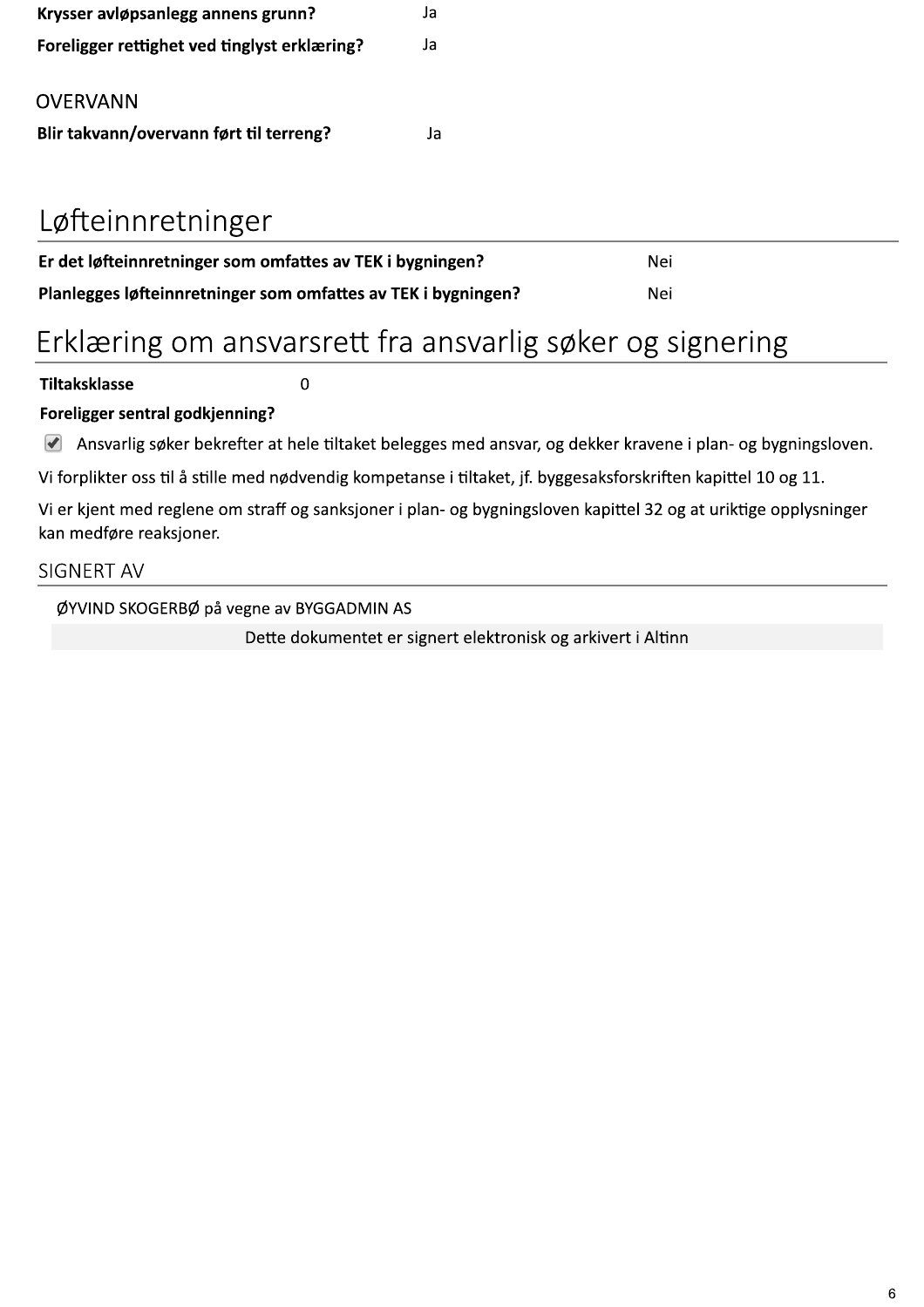**Krysser avløpsanlegg annens grunn?** Ja

**Foreligger rettighet ved tinglyst erklæring?** Ja

### OVERVANN

**Blir takvann/overvann ført til terreng?** Ja

# Løfteinnretninger

**Er det løfteinnretninger som omfattes av TEK i bygningen?** Nei

**Planlegges løfteinnretninger som omfattes av TEK i bygningen?** Nei

# Erklæring om ansvarsrett fra ansvarlig søker og signering

**Tiltaksklasse** 0

**Foreligger sentral godkjenning?**

- [x] Ansvarlig søker bekrefter at hele tiltaket belegges med ansvar, og dekker kravene i plan- og bygningsloven.

Vi forplikter oss til å stille med nødvendig kompetanse i tiltaket, jf. byggesaksforskriften kapittel 10 og 11.

Vi er kjent med reglene om straff og sanksjoner i plan- og bygningsloven kapittel 32 og at uriktige opplysninger kan medføre reaksjoner.

### SIGNERT AV

ØYVIND SKOGERBØ på vegne av BYGGADMIN AS

Dette dokumentet er signert elektronisk og arkivert i Altinn